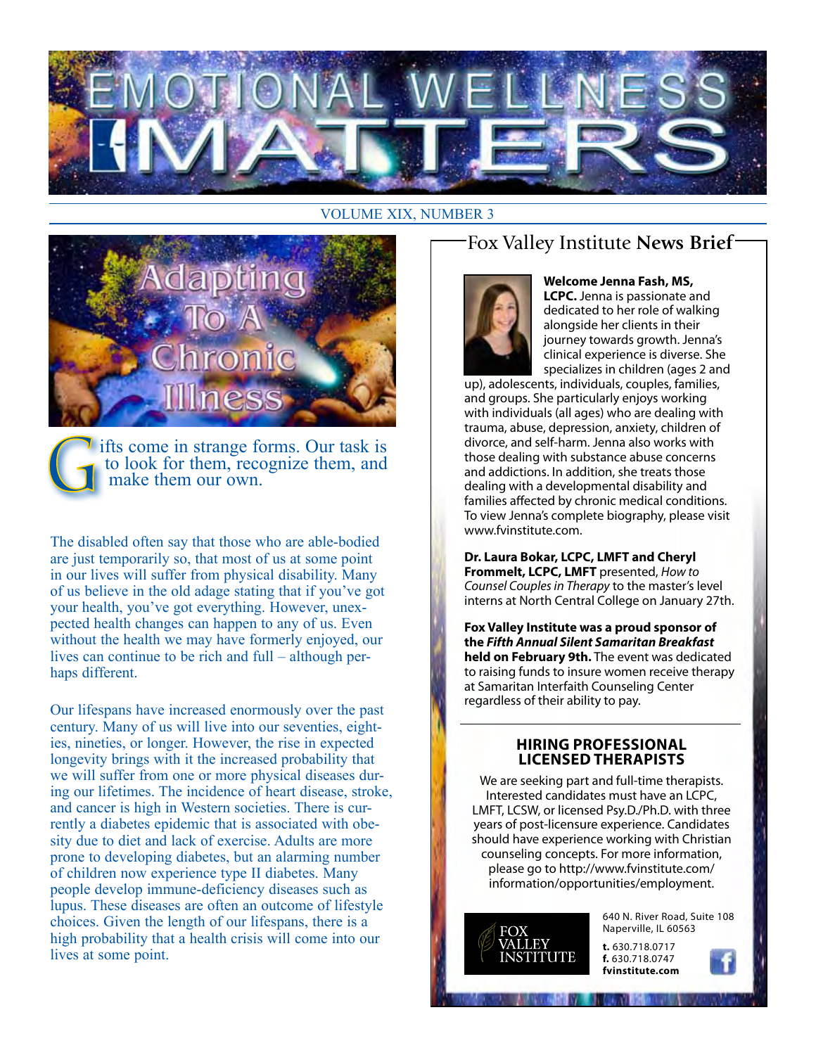# EMOTIONAL WELLNESS MATTERS

VOLUME XIX, NUMBER 3

## Adapting To A Chronic Illness

Gifts come in strange forms. Our task is to look for them, recognize them, and make them our own.

The disabled often say that those who are able-bodied are just temporarily so, that most of us at some point in our lives will suffer from physical disability. Many of us believe in the old adage stating that if you've got your health, you've got everything. However, unexpected health changes can happen to any of us. Even without the health we may have formerly enjoyed, our lives can continue to be rich and full – although perhaps different.

Our lifespans have increased enormously over the past century. Many of us will live into our seventies, eighties, nineties, or longer. However, the rise in expected longevity brings with it the increased probability that we will suffer from one or more physical diseases during our lifetimes. The incidence of heart disease, stroke, and cancer is high in Western societies. There is currently a diabetes epidemic that is associated with obesity due to diet and lack of exercise. Adults are more prone to developing diabetes, but an alarming number of children now experience type II diabetes. Many people develop immune-deficiency diseases such as lupus. These diseases are often an outcome of lifestyle choices. Given the length of our lifespans, there is a high probability that a health crisis will come into our lives at some point.

## Fox Valley Institute **News Brief**

**Welcome Jenna Fash, MS, LCPC.** Jenna is passionate and dedicated to her role of walking alongside her clients in their journey towards growth. Jenna's clinical experience is diverse. She specializes in children (ages 2 and up), adolescents, individuals, couples, families, and groups. She particularly enjoys working with individuals (all ages) who are dealing with trauma, abuse, depression, anxiety, children of divorce, and self-harm. Jenna also works with those dealing with substance abuse concerns and addictions. In addition, she treats those dealing with a developmental disability and families affected by chronic medical conditions. To view Jenna's complete biography, please visit www.fvinstitute.com.

**Dr. Laura Bokar, LCPC, LMFT and Cheryl Frommelt, LCPC, LMFT** presented, *How to Counsel Couples in Therapy* to the master's level interns at North Central College on January 27th.

**Fox Valley Institute was a proud sponsor of the *Fifth Annual Silent Samaritan Breakfast* held on February 9th.** The event was dedicated to raising funds to insure women receive therapy at Samaritan Interfaith Counseling Center regardless of their ability to pay.

### HIRING PROFESSIONAL LICENSED THERAPISTS

We are seeking part and full-time therapists. Interested candidates must have an LCPC, LMFT, LCSW, or licensed Psy.D./Ph.D. with three years of post-licensure experience. Candidates should have experience working with Christian counseling concepts. For more information, please go to http://www.fvinstitute.com/information/opportunities/employment.

FOX VALLEY INSTITUTE

640 N. River Road, Suite 108
Naperville, IL 60563

**t.** 630.718.0717
**f.** 630.718.0747
**fvinstitute.com**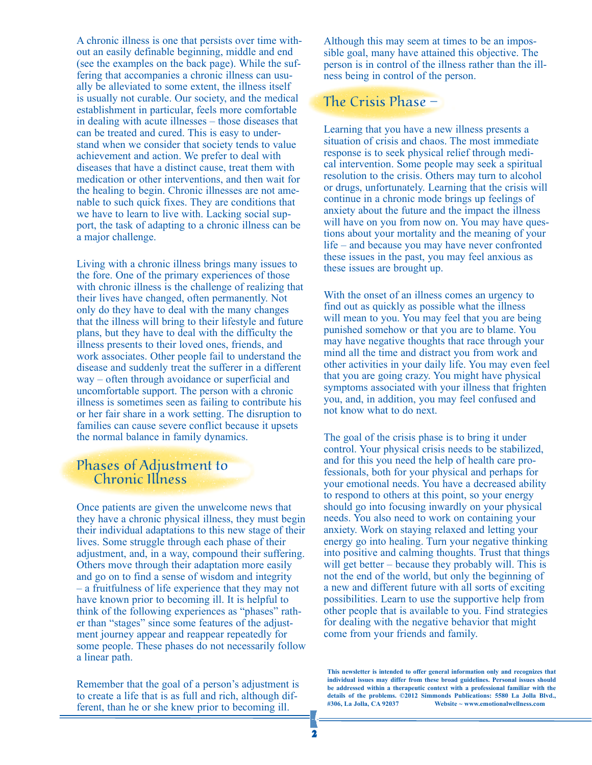A chronic illness is one that persists over time without an easily definable beginning, middle and end (see the examples on the back page). While the suffering that accompanies a chronic illness can usually be alleviated to some extent, the illness itself is usually not curable. Our society, and the medical establishment in particular, feels more comfortable in dealing with acute illnesses – those diseases that can be treated and cured. This is easy to understand when we consider that society tends to value achievement and action. We prefer to deal with diseases that have a distinct cause, treat them with medication or other interventions, and then wait for the healing to begin. Chronic illnesses are not amenable to such quick fixes. They are conditions that we have to learn to live with. Lacking social support, the task of adapting to a chronic illness can be a major challenge.

Living with a chronic illness brings many issues to the fore. One of the primary experiences of those with chronic illness is the challenge of realizing that their lives have changed, often permanently. Not only do they have to deal with the many changes that the illness will bring to their lifestyle and future plans, but they have to deal with the difficulty the illness presents to their loved ones, friends, and work associates. Other people fail to understand the disease and suddenly treat the sufferer in a different way – often through avoidance or superficial and uncomfortable support. The person with a chronic illness is sometimes seen as failing to contribute his or her fair share in a work setting. The disruption to families can cause severe conflict because it upsets the normal balance in family dynamics.

## Phases of Adjustment to Chronic Illness

Once patients are given the unwelcome news that they have a chronic physical illness, they must begin their individual adaptations to this new stage of their lives. Some struggle through each phase of their adjustment, and, in a way, compound their suffering. Others move through their adaptation more easily and go on to find a sense of wisdom and integrity – a fruitfulness of life experience that they may not have known prior to becoming ill. It is helpful to think of the following experiences as "phases" rather than "stages" since some features of the adjustment journey appear and reappear repeatedly for some people. These phases do not necessarily follow a linear path.

Remember that the goal of a person's adjustment is to create a life that is as full and rich, although different, than he or she knew prior to becoming ill. Although this may seem at times to be an impossible goal, many have attained this objective. The person is in control of the illness rather than the illness being in control of the person.

## The Crisis Phase –

Learning that you have a new illness presents a situation of crisis and chaos. The most immediate response is to seek physical relief through medical intervention. Some people may seek a spiritual resolution to the crisis. Others may turn to alcohol or drugs, unfortunately. Learning that the crisis will continue in a chronic mode brings up feelings of anxiety about the future and the impact the illness will have on you from now on. You may have questions about your mortality and the meaning of your life – and because you may have never confronted these issues in the past, you may feel anxious as these issues are brought up.

With the onset of an illness comes an urgency to find out as quickly as possible what the illness will mean to you. You may feel that you are being punished somehow or that you are to blame. You may have negative thoughts that race through your mind all the time and distract you from work and other activities in your daily life. You may even feel that you are going crazy. You might have physical symptoms associated with your illness that frighten you, and, in addition, you may feel confused and not know what to do next.

The goal of the crisis phase is to bring it under control. Your physical crisis needs to be stabilized, and for this you need the help of health care professionals, both for your physical and perhaps for your emotional needs. You have a decreased ability to respond to others at this point, so your energy should go into focusing inwardly on your physical needs. You also need to work on containing your anxiety. Work on staying relaxed and letting your energy go into healing. Turn your negative thinking into positive and calming thoughts. Trust that things will get better – because they probably will. This is not the end of the world, but only the beginning of a new and different future with all sorts of exciting possibilities. Learn to use the supportive help from other people that is available to you. Find strategies for dealing with the negative behavior that might come from your friends and family.

**This newsletter is intended to offer general information only and recognizes that individual issues may differ from these broad guidelines. Personal issues should be addressed within a therapeutic context with a professional familiar with the details of the problems. ©2012 Simmonds Publications: 5580 La Jolla Blvd., #306, La Jolla, CA 92037 Website ~ www.emotionalwellness.com**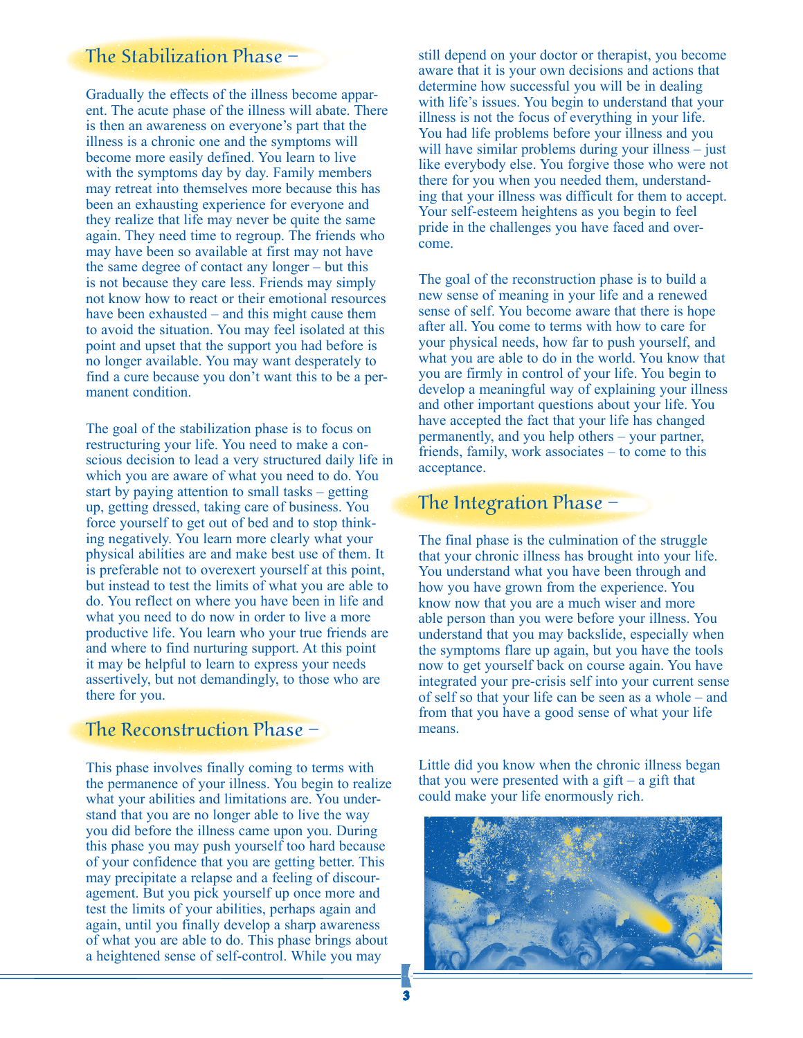## The Stabilization Phase –

Gradually the effects of the illness become apparent. The acute phase of the illness will abate. There is then an awareness on everyone's part that the illness is a chronic one and the symptoms will become more easily defined. You learn to live with the symptoms day by day. Family members may retreat into themselves more because this has been an exhausting experience for everyone and they realize that life may never be quite the same again. They need time to regroup. The friends who may have been so available at first may not have the same degree of contact any longer – but this is not because they care less. Friends may simply not know how to react or their emotional resources have been exhausted – and this might cause them to avoid the situation. You may feel isolated at this point and upset that the support you had before is no longer available. You may want desperately to find a cure because you don't want this to be a permanent condition.

The goal of the stabilization phase is to focus on restructuring your life. You need to make a conscious decision to lead a very structured daily life in which you are aware of what you need to do. You start by paying attention to small tasks – getting up, getting dressed, taking care of business. You force yourself to get out of bed and to stop thinking negatively. You learn more clearly what your physical abilities are and make best use of them. It is preferable not to overexert yourself at this point, but instead to test the limits of what you are able to do. You reflect on where you have been in life and what you need to do now in order to live a more productive life. You learn who your true friends are and where to find nurturing support. At this point it may be helpful to learn to express your needs assertively, but not demandingly, to those who are there for you.

## The Reconstruction Phase –

This phase involves finally coming to terms with the permanence of your illness. You begin to realize what your abilities and limitations are. You understand that you are no longer able to live the way you did before the illness came upon you. During this phase you may push yourself too hard because of your confidence that you are getting better. This may precipitate a relapse and a feeling of discouragement. But you pick yourself up once more and test the limits of your abilities, perhaps again and again, until you finally develop a sharp awareness of what you are able to do. This phase brings about a heightened sense of self-control. While you may still depend on your doctor or therapist, you become aware that it is your own decisions and actions that determine how successful you will be in dealing with life's issues. You begin to understand that your illness is not the focus of everything in your life. You had life problems before your illness and you will have similar problems during your illness – just like everybody else. You forgive those who were not there for you when you needed them, understanding that your illness was difficult for them to accept. Your self-esteem heightens as you begin to feel pride in the challenges you have faced and overcome.

The goal of the reconstruction phase is to build a new sense of meaning in your life and a renewed sense of self. You become aware that there is hope after all. You come to terms with how to care for your physical needs, how far to push yourself, and what you are able to do in the world. You know that you are firmly in control of your life. You begin to develop a meaningful way of explaining your illness and other important questions about your life. You have accepted the fact that your life has changed permanently, and you help others – your partner, friends, family, work associates – to come to this acceptance.

## The Integration Phase –

The final phase is the culmination of the struggle that your chronic illness has brought into your life. You understand what you have been through and how you have grown from the experience. You know now that you are a much wiser and more able person than you were before your illness. You understand that you may backslide, especially when the symptoms flare up again, but you have the tools now to get yourself back on course again. You have integrated your pre-crisis self into your current sense of self so that your life can be seen as a whole – and from that you have a good sense of what your life means.

Little did you know when the chronic illness began that you were presented with a gift – a gift that could make your life enormously rich.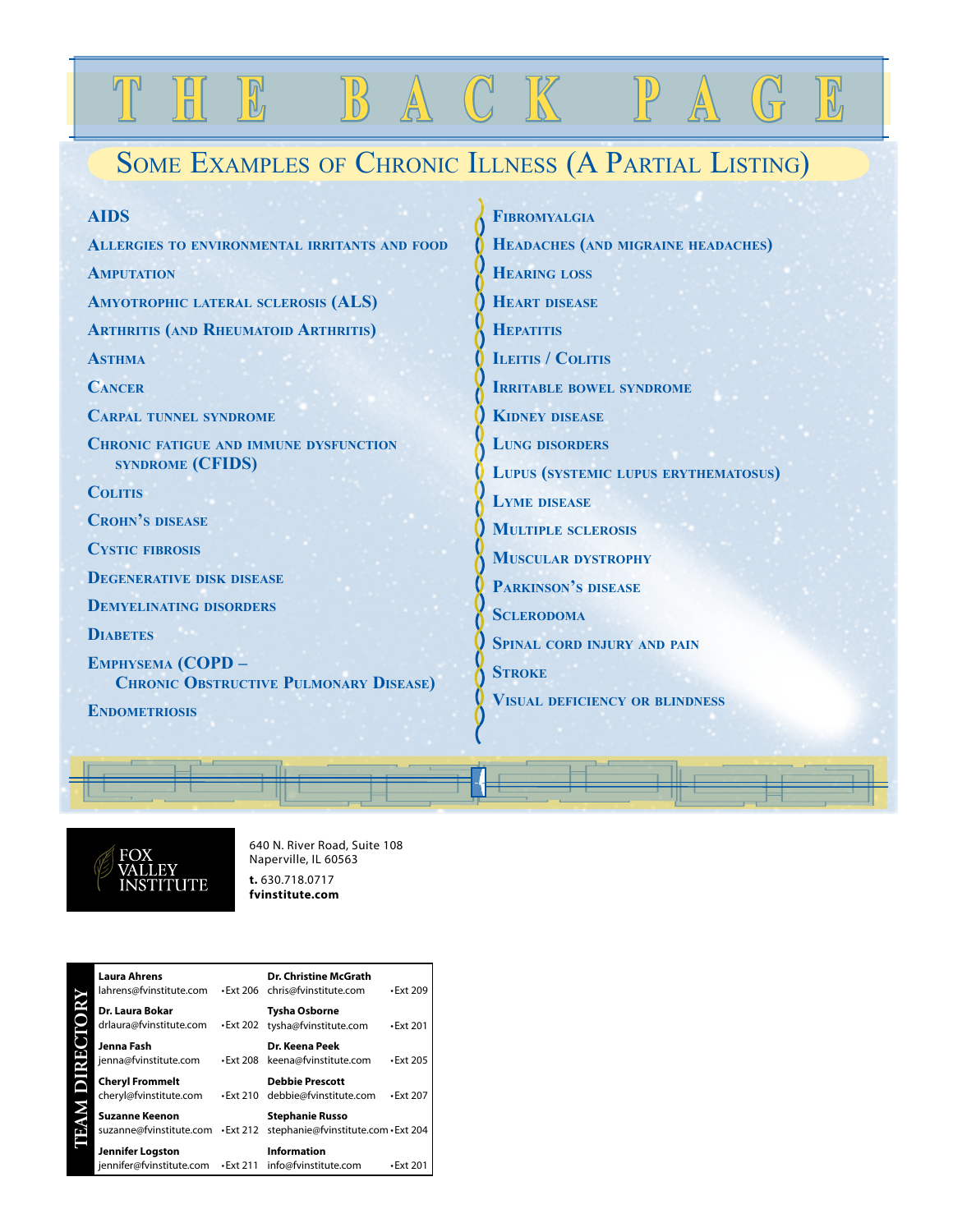# THE BACK PAGE

## Some Examples of Chronic Illness (A Partial Listing)

- AIDS
- Allergies to environmental irritants and food
- Amputation
- Amyotrophic lateral sclerosis (ALS)
- Arthritis (and Rheumatoid Arthritis)
- Asthma
- Cancer
- Carpal tunnel syndrome
- Chronic fatigue and immune dysfunction syndrome (CFIDS)
- Colitis
- Crohn's disease
- Cystic fibrosis
- Degenerative disk disease
- Demyelinating disorders
- Diabetes
- Emphysema (COPD – Chronic Obstructive Pulmonary Disease)
- Endometriosis
- Fibromyalgia
- Headaches (and migraine headaches)
- Hearing loss
- Heart disease
- Hepatitis
- Ileitis / Colitis
- Irritable bowel syndrome
- Kidney disease
- Lung disorders
- Lupus (systemic lupus erythematosus)
- Lyme disease
- Multiple sclerosis
- Muscular dystrophy
- Parkinson's disease
- Scleroderma
- Spinal cord injury and pain
- Stroke
- Visual deficiency or blindness

FOX VALLEY INSTITUTE

640 N. River Road, Suite 108
Naperville, IL 60563

**t.** 630.718.0717
**fvinstitute.com**

### TEAM DIRECTORY

| | | | | | |
|---|---|---|---|---|---|
| **Laura Ahrens** | lahrens@fvinstitute.com | •Ext 206 | **Dr. Christine McGrath** | chris@fvinstitute.com | •Ext 209 |
| **Dr. Laura Bokar** | drlaura@fvinstitute.com | •Ext 202 | **Tysha Osborne** | tysha@fvinstitute.com | •Ext 201 |
| **Jenna Fash** | jenna@fvinstitute.com | •Ext 208 | **Dr. Keena Peek** | keena@fvinstitute.com | •Ext 205 |
| **Cheryl Frommelt** | cheryl@fvinstitute.com | •Ext 210 | **Debbie Prescott** | debbie@fvinstitute.com | •Ext 207 |
| **Suzanne Keenon** | suzanne@fvinstitute.com | •Ext 212 | **Stephanie Russo** | stephanie@fvinstitute.com | •Ext 204 |
| **Jennifer Logston** | jennifer@fvinstitute.com | •Ext 211 | **Information** | info@fvinstitute.com | •Ext 201 |